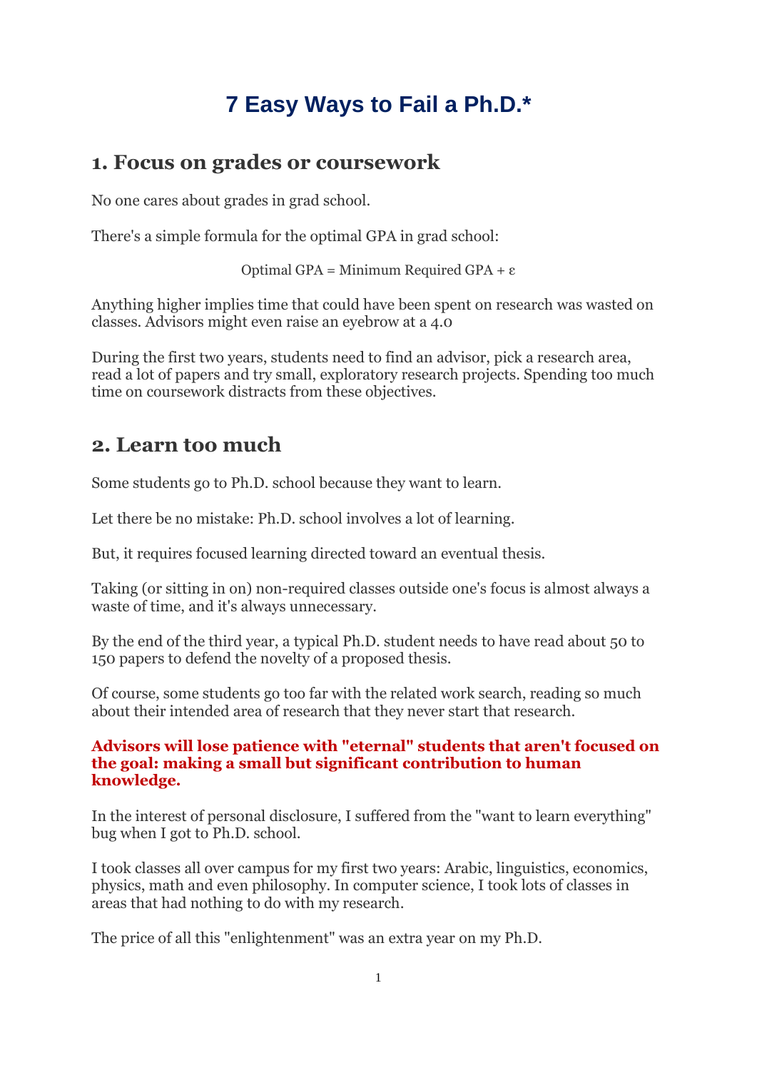# 7 Easy Ways to Fail a Ph.D.*

## 1. Focus on grades or coursework

No one cares about grades in grad school.

There's a simple formula for the optimal GPA in grad school:

$$\text{Optimal GPA} = \text{Minimum Required GPA} + \varepsilon$$

Anything higher implies time that could have been spent on research was wasted on classes. Advisors might even raise an eyebrow at a 4.0

During the first two years, students need to find an advisor, pick a research area, read a lot of papers and try small, exploratory research projects. Spending too much time on coursework distracts from these objectives.

## 2. Learn too much

Some students go to Ph.D. school because they want to learn.

Let there be no mistake: Ph.D. school involves a lot of learning.

But, it requires focused learning directed toward an eventual thesis.

Taking (or sitting in on) non-required classes outside one's focus is almost always a waste of time, and it's always unnecessary.

By the end of the third year, a typical Ph.D. student needs to have read about 50 to 150 papers to defend the novelty of a proposed thesis.

Of course, some students go too far with the related work search, reading so much about their intended area of research that they never start that research.

**Advisors will lose patience with "eternal" students that aren't focused on the goal: making a small but significant contribution to human knowledge.**

In the interest of personal disclosure, I suffered from the "want to learn everything" bug when I got to Ph.D. school.

I took classes all over campus for my first two years: Arabic, linguistics, economics, physics, math and even philosophy. In computer science, I took lots of classes in areas that had nothing to do with my research.

The price of all this "enlightenment" was an extra year on my Ph.D.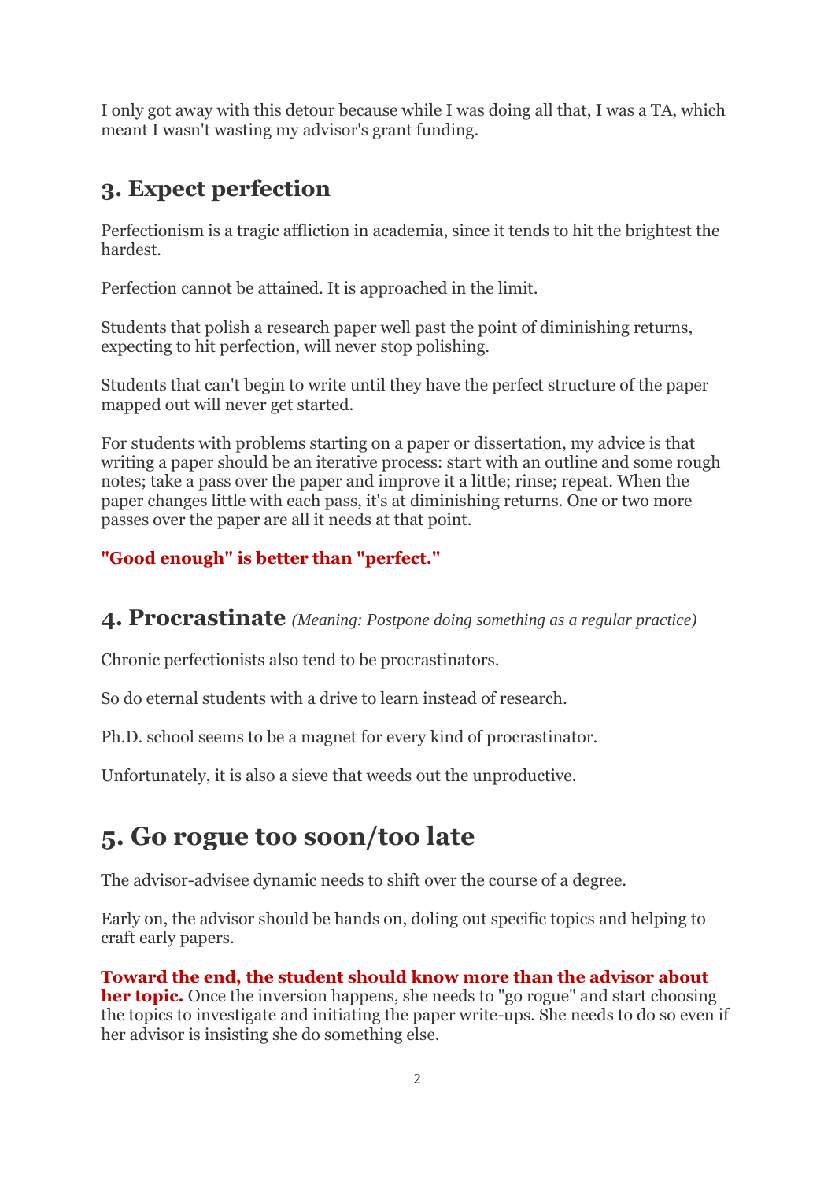I only got away with this detour because while I was doing all that, I was a TA, which meant I wasn't wasting my advisor's grant funding.

## 3. Expect perfection

Perfectionism is a tragic affliction in academia, since it tends to hit the brightest the hardest.

Perfection cannot be attained. It is approached in the limit.

Students that polish a research paper well past the point of diminishing returns, expecting to hit perfection, will never stop polishing.

Students that can't begin to write until they have the perfect structure of the paper mapped out will never get started.

For students with problems starting on a paper or dissertation, my advice is that writing a paper should be an iterative process: start with an outline and some rough notes; take a pass over the paper and improve it a little; rinse; repeat. When the paper changes little with each pass, it's at diminishing returns. One or two more passes over the paper are all it needs at that point.

**"Good enough" is better than "perfect."**

## 4. Procrastinate *(Meaning: Postpone doing something as a regular practice)*

Chronic perfectionists also tend to be procrastinators.

So do eternal students with a drive to learn instead of research.

Ph.D. school seems to be a magnet for every kind of procrastinator.

Unfortunately, it is also a sieve that weeds out the unproductive.

# 5. Go rogue too soon/too late

The advisor-advisee dynamic needs to shift over the course of a degree.

Early on, the advisor should be hands on, doling out specific topics and helping to craft early papers.

**Toward the end, the student should know more than the advisor about her topic.** Once the inversion happens, she needs to "go rogue" and start choosing the topics to investigate and initiating the paper write-ups. She needs to do so even if her advisor is insisting she do something else.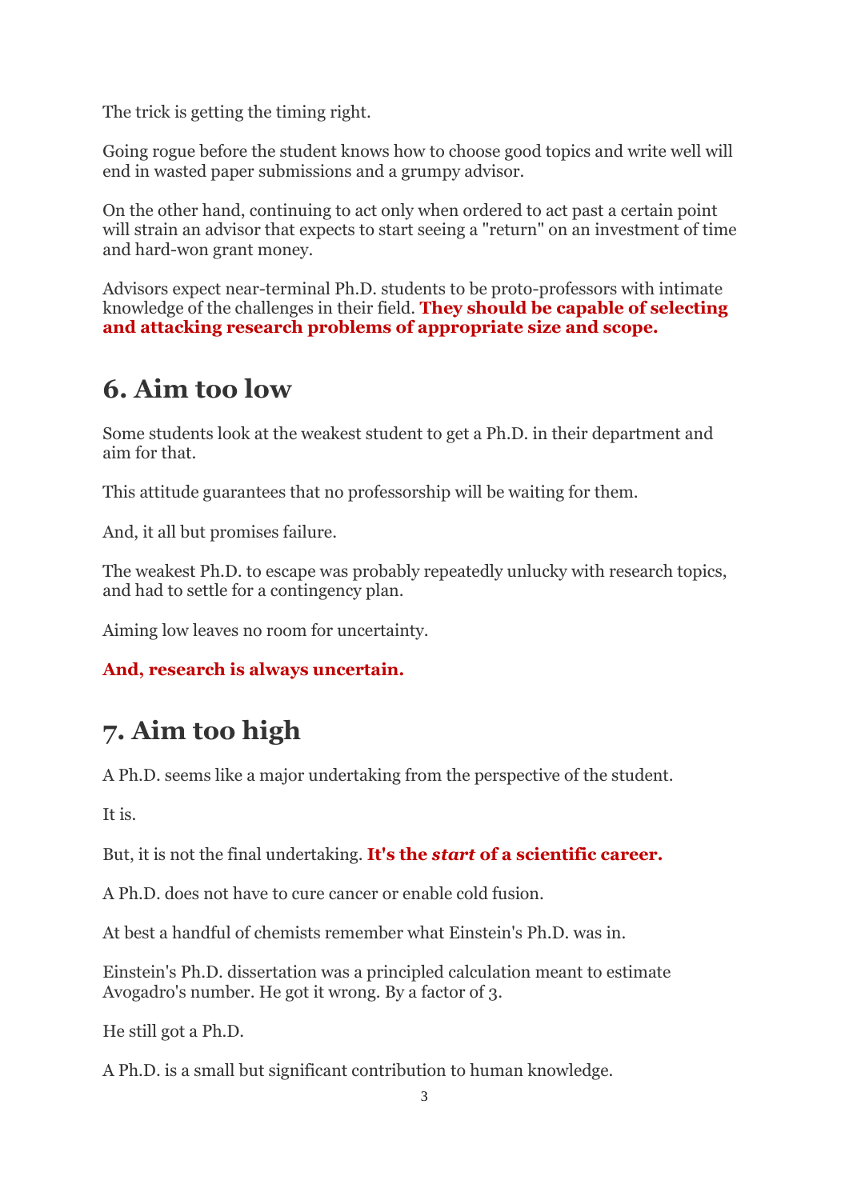The trick is getting the timing right.

Going rogue before the student knows how to choose good topics and write well will end in wasted paper submissions and a grumpy advisor.

On the other hand, continuing to act only when ordered to act past a certain point will strain an advisor that expects to start seeing a "return" on an investment of time and hard-won grant money.

Advisors expect near-terminal Ph.D. students to be proto-professors with intimate knowledge of the challenges in their field. **They should be capable of selecting and attacking research problems of appropriate size and scope.**

## 6. Aim too low

Some students look at the weakest student to get a Ph.D. in their department and aim for that.

This attitude guarantees that no professorship will be waiting for them.

And, it all but promises failure.

The weakest Ph.D. to escape was probably repeatedly unlucky with research topics, and had to settle for a contingency plan.

Aiming low leaves no room for uncertainty.

**And, research is always uncertain.**

## 7. Aim too high

A Ph.D. seems like a major undertaking from the perspective of the student.

It is.

But, it is not the final undertaking. **It's the *start* of a scientific career.**

A Ph.D. does not have to cure cancer or enable cold fusion.

At best a handful of chemists remember what Einstein's Ph.D. was in.

Einstein's Ph.D. dissertation was a principled calculation meant to estimate Avogadro's number. He got it wrong. By a factor of 3.

He still got a Ph.D.

A Ph.D. is a small but significant contribution to human knowledge.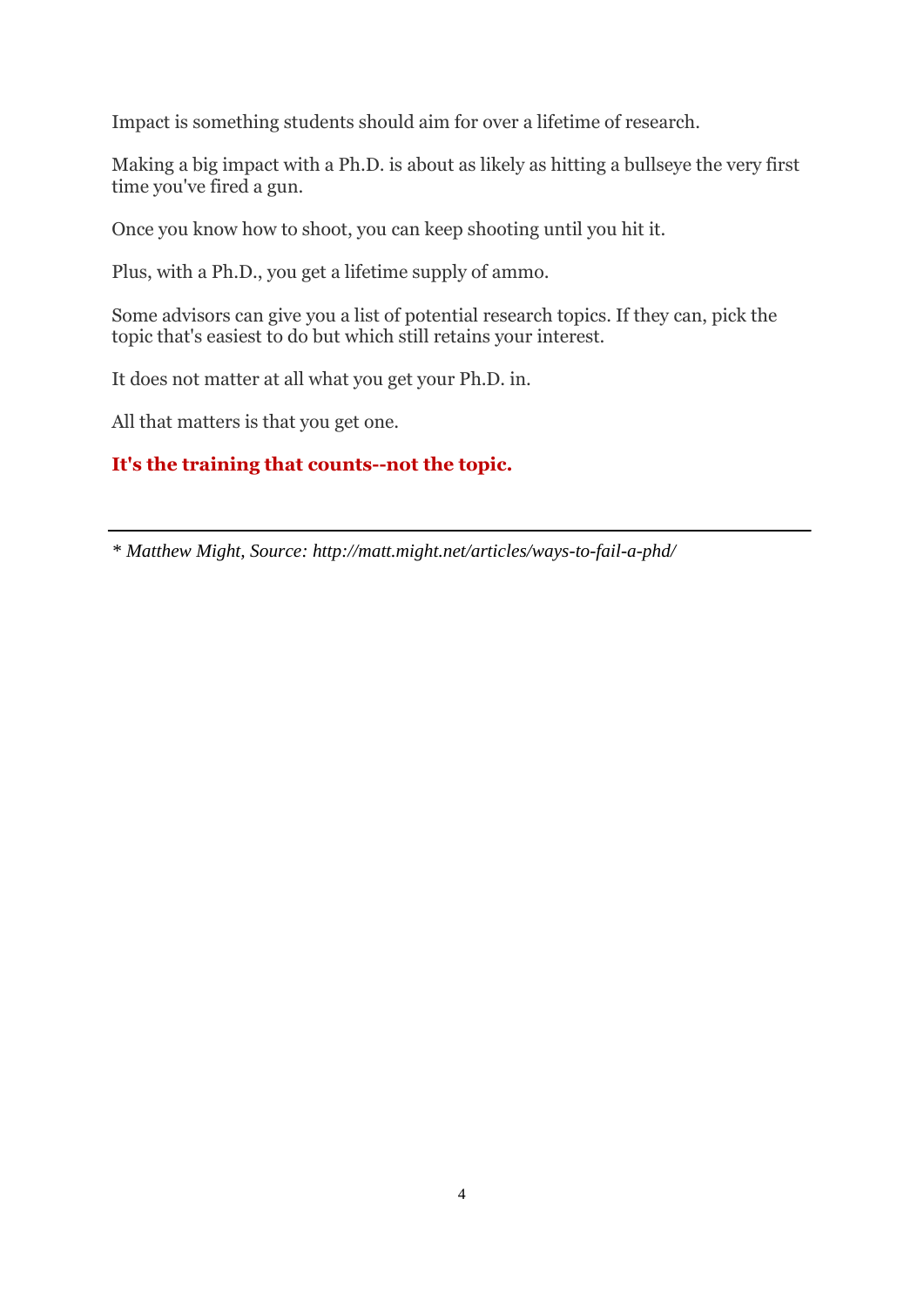Impact is something students should aim for over a lifetime of research.

Making a big impact with a Ph.D. is about as likely as hitting a bullseye the very first time you've fired a gun.

Once you know how to shoot, you can keep shooting until you hit it.

Plus, with a Ph.D., you get a lifetime supply of ammo.

Some advisors can give you a list of potential research topics. If they can, pick the topic that's easiest to do but which still retains your interest.

It does not matter at all what you get your Ph.D. in.

All that matters is that you get one.

**It's the training that counts--not the topic.**

---

*\* Matthew Might, Source: http://matt.might.net/articles/ways-to-fail-a-phd/*